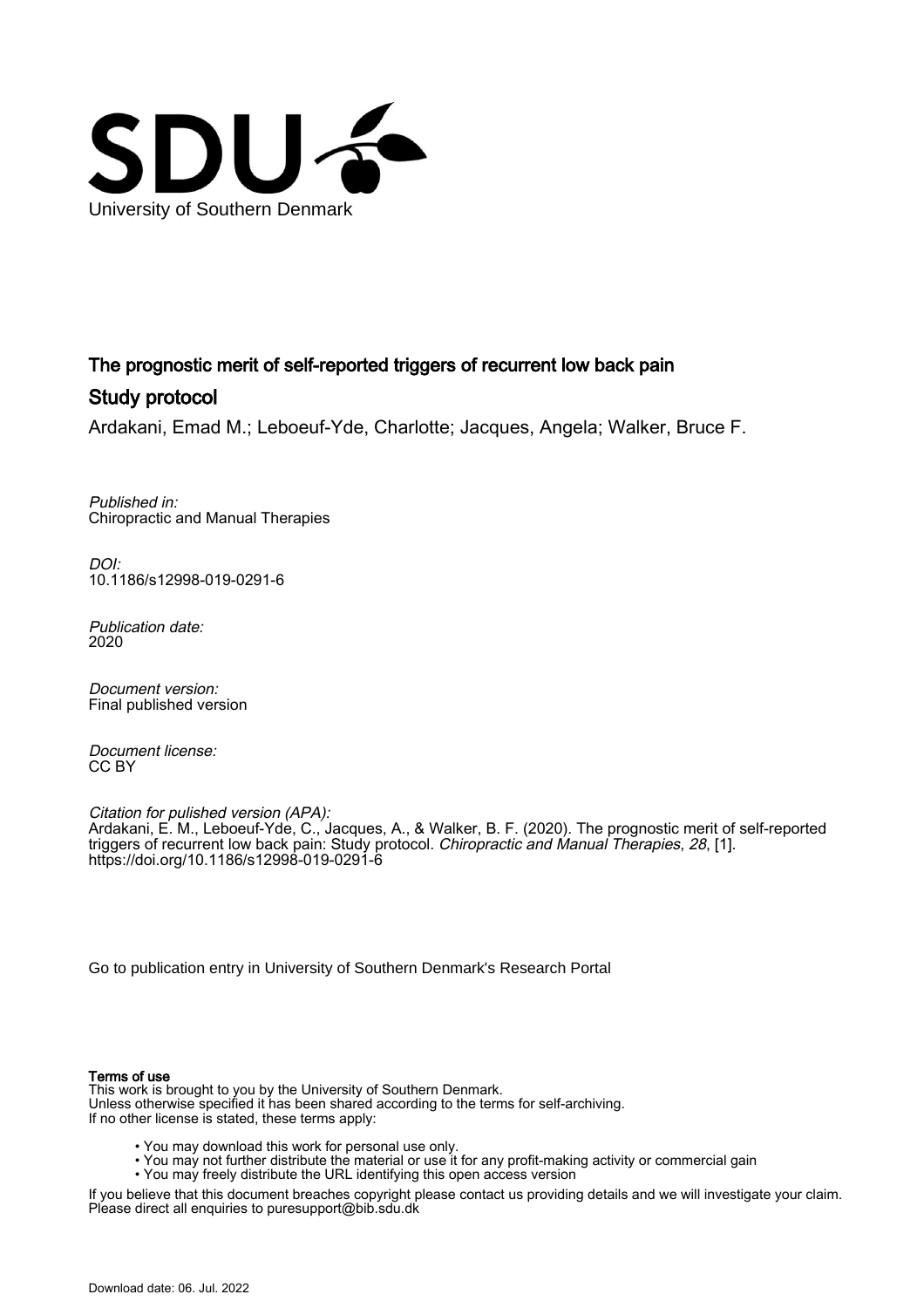University of Southern Denmark

# The prognostic merit of self-reported triggers of recurrent low back pain

## Study protocol

Ardakani, Emad M.; Leboeuf-Yde, Charlotte; Jacques, Angela; Walker, Bruce F.

*Published in:*
Chiropractic and Manual Therapies

*DOI:*
10.1186/s12998-019-0291-6

*Publication date:*
2020

*Document version:*
Final published version

*Document license:*
CC BY

*Citation for pulished version (APA):*
Ardakani, E. M., Leboeuf-Yde, C., Jacques, A., & Walker, B. F. (2020). The prognostic merit of self-reported triggers of recurrent low back pain: Study protocol. *Chiropractic and Manual Therapies*, *28*, [1]. https://doi.org/10.1186/s12998-019-0291-6

Go to publication entry in University of Southern Denmark's Research Portal

**Terms of use**

This work is brought to you by the University of Southern Denmark.
Unless otherwise specified it has been shared according to the terms for self-archiving.
If no other license is stated, these terms apply:

- You may download this work for personal use only.
- You may not further distribute the material or use it for any profit-making activity or commercial gain
- You may freely distribute the URL identifying this open access version

If you believe that this document breaches copyright please contact us providing details and we will investigate your claim.
Please direct all enquiries to puresupport@bib.sdu.dk

Download date: 06. Jul. 2022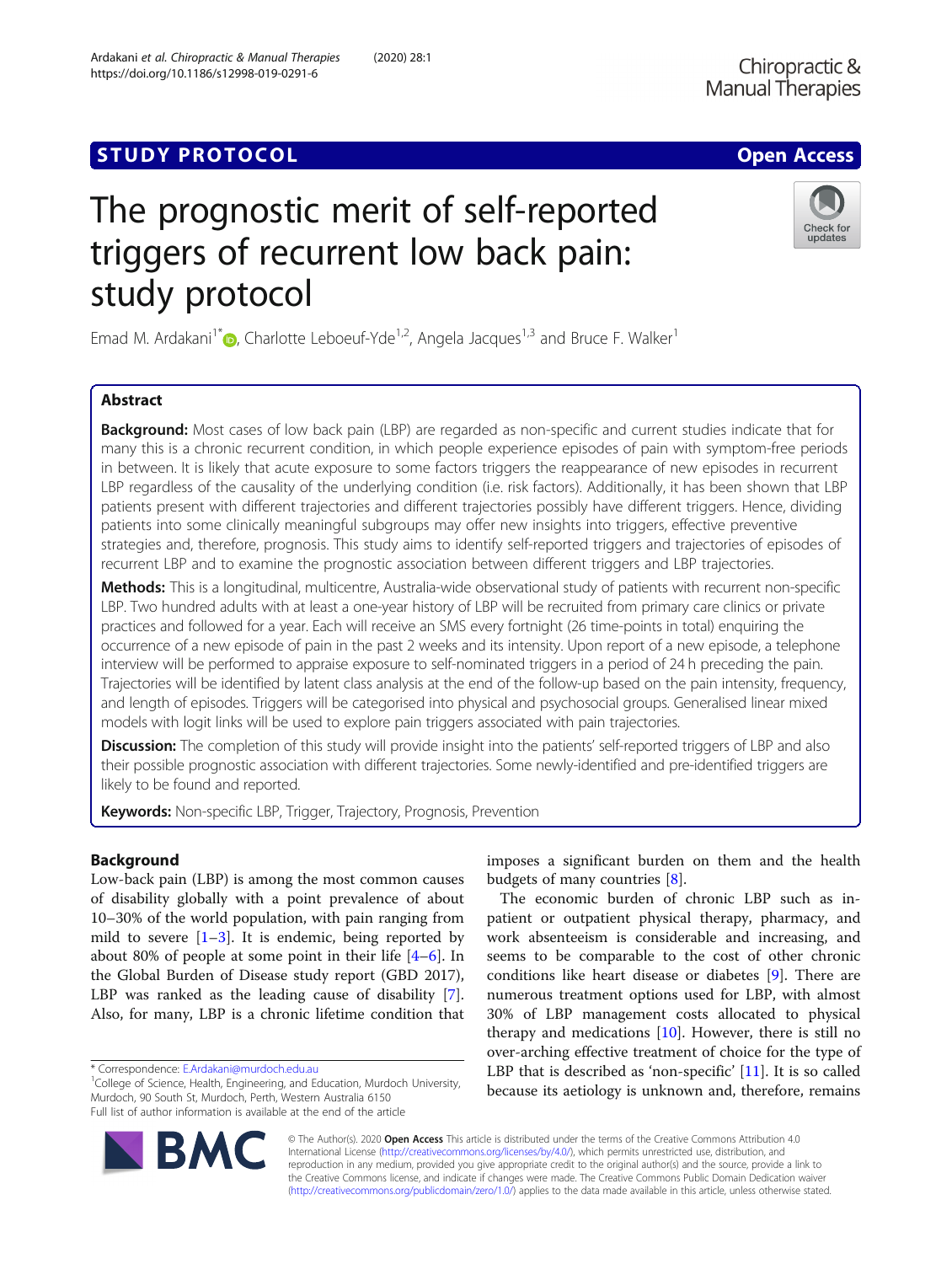## STUDY PROTOCOL

**Open Access**

# The prognostic merit of self-reported triggers of recurrent low back pain: study protocol

Emad M. Ardakani[1*], Charlotte Leboeuf-Yde[1,2], Angela Jacques[1,3] and Bruce F. Walker[1]

## Abstract

**Background:** Most cases of low back pain (LBP) are regarded as non-specific and current studies indicate that for many this is a chronic recurrent condition, in which people experience episodes of pain with symptom-free periods in between. It is likely that acute exposure to some factors triggers the reappearance of new episodes in recurrent LBP regardless of the causality of the underlying condition (i.e. risk factors). Additionally, it has been shown that LBP patients present with different trajectories and different trajectories possibly have different triggers. Hence, dividing patients into some clinically meaningful subgroups may offer new insights into triggers, effective preventive strategies and, therefore, prognosis. This study aims to identify self-reported triggers and trajectories of episodes of recurrent LBP and to examine the prognostic association between different triggers and LBP trajectories.

**Methods:** This is a longitudinal, multicentre, Australia-wide observational study of patients with recurrent non-specific LBP. Two hundred adults with at least a one-year history of LBP will be recruited from primary care clinics or private practices and followed for a year. Each will receive an SMS every fortnight (26 time-points in total) enquiring the occurrence of a new episode of pain in the past 2 weeks and its intensity. Upon report of a new episode, a telephone interview will be performed to appraise exposure to self-nominated triggers in a period of 24 h preceding the pain. Trajectories will be identified by latent class analysis at the end of the follow-up based on the pain intensity, frequency, and length of episodes. Triggers will be categorised into physical and psychosocial groups. Generalised linear mixed models with logit links will be used to explore pain triggers associated with pain trajectories.

**Discussion:** The completion of this study will provide insight into the patients' self-reported triggers of LBP and also their possible prognostic association with different trajectories. Some newly-identified and pre-identified triggers are likely to be found and reported.

**Keywords:** Non-specific LBP, Trigger, Trajectory, Prognosis, Prevention

## Background

Low-back pain (LBP) is among the most common causes of disability globally with a point prevalence of about 10–30% of the world population, with pain ranging from mild to severe [1–3]. It is endemic, being reported by about 80% of people at some point in their life [4–6]. In the Global Burden of Disease study report (GBD 2017), LBP was ranked as the leading cause of disability [7]. Also, for many, LBP is a chronic lifetime condition that imposes a significant burden on them and the health budgets of many countries [8].

The economic burden of chronic LBP such as in-patient or outpatient physical therapy, pharmacy, and work absenteeism is considerable and increasing, and seems to be comparable to the cost of other chronic conditions like heart disease or diabetes [9]. There are numerous treatment options used for LBP, with almost 30% of LBP management costs allocated to physical therapy and medications [10]. However, there is still no over-arching effective treatment of choice for the type of LBP that is described as 'non-specific' [11]. It is so called because its aetiology is unknown and, therefore, remains

* Correspondence: E.Ardakani@murdoch.edu.au
[1]College of Science, Health, Engineering, and Education, Murdoch University, Murdoch, 90 South St, Murdoch, Perth, Western Australia 6150
Full list of author information is available at the end of the article

© The Author(s). 2020 **Open Access** This article is distributed under the terms of the Creative Commons Attribution 4.0 International License (http://creativecommons.org/licenses/by/4.0/), which permits unrestricted use, distribution, and reproduction in any medium, provided you give appropriate credit to the original author(s) and the source, provide a link to the Creative Commons license, and indicate if changes were made. The Creative Commons Public Domain Dedication waiver (http://creativecommons.org/publicdomain/zero/1.0/) applies to the data made available in this article, unless otherwise stated.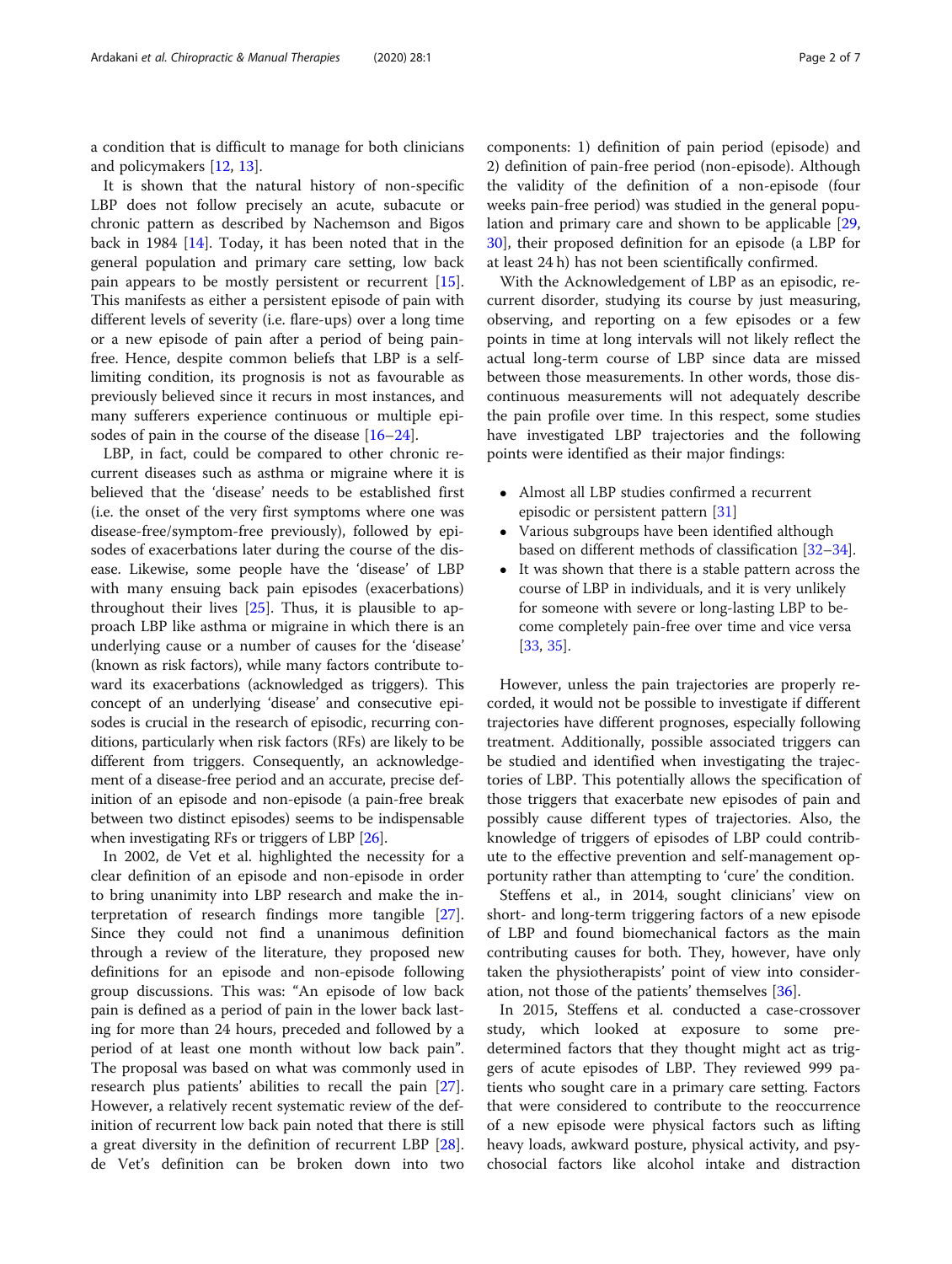a condition that is difficult to manage for both clinicians and policymakers [12, 13].

It is shown that the natural history of non-specific LBP does not follow precisely an acute, subacute or chronic pattern as described by Nachemson and Bigos back in 1984 [14]. Today, it has been noted that in the general population and primary care setting, low back pain appears to be mostly persistent or recurrent [15]. This manifests as either a persistent episode of pain with different levels of severity (i.e. flare-ups) over a long time or a new episode of pain after a period of being pain-free. Hence, despite common beliefs that LBP is a self-limiting condition, its prognosis is not as favourable as previously believed since it recurs in most instances, and many sufferers experience continuous or multiple episodes of pain in the course of the disease [16–24].

LBP, in fact, could be compared to other chronic recurrent diseases such as asthma or migraine where it is believed that the 'disease' needs to be established first (i.e. the onset of the very first symptoms where one was disease-free/symptom-free previously), followed by episodes of exacerbations later during the course of the disease. Likewise, some people have the 'disease' of LBP with many ensuing back pain episodes (exacerbations) throughout their lives [25]. Thus, it is plausible to approach LBP like asthma or migraine in which there is an underlying cause or a number of causes for the 'disease' (known as risk factors), while many factors contribute toward its exacerbations (acknowledged as triggers). This concept of an underlying 'disease' and consecutive episodes is crucial in the research of episodic, recurring conditions, particularly when risk factors (RFs) are likely to be different from triggers. Consequently, an acknowledgement of a disease-free period and an accurate, precise definition of an episode and non-episode (a pain-free break between two distinct episodes) seems to be indispensable when investigating RFs or triggers of LBP [26].

In 2002, de Vet et al. highlighted the necessity for a clear definition of an episode and non-episode in order to bring unanimity into LBP research and make the interpretation of research findings more tangible [27]. Since they could not find a unanimous definition through a review of the literature, they proposed new definitions for an episode and non-episode following group discussions. This was: "An episode of low back pain is defined as a period of pain in the lower back lasting for more than 24 hours, preceded and followed by a period of at least one month without low back pain". The proposal was based on what was commonly used in research plus patients' abilities to recall the pain [27]. However, a relatively recent systematic review of the definition of recurrent low back pain noted that there is still a great diversity in the definition of recurrent LBP [28]. de Vet's definition can be broken down into two components: 1) definition of pain period (episode) and 2) definition of pain-free period (non-episode). Although the validity of the definition of a non-episode (four weeks pain-free period) was studied in the general population and primary care and shown to be applicable [29, 30], their proposed definition for an episode (a LBP for at least 24 h) has not been scientifically confirmed.

With the Acknowledgement of LBP as an episodic, recurrent disorder, studying its course by just measuring, observing, and reporting on a few episodes or a few points in time at long intervals will not likely reflect the actual long-term course of LBP since data are missed between those measurements. In other words, those discontinuous measurements will not adequately describe the pain profile over time. In this respect, some studies have investigated LBP trajectories and the following points were identified as their major findings:

- Almost all LBP studies confirmed a recurrent episodic or persistent pattern [31]
- Various subgroups have been identified although based on different methods of classification [32–34].
- It was shown that there is a stable pattern across the course of LBP in individuals, and it is very unlikely for someone with severe or long-lasting LBP to become completely pain-free over time and vice versa [33, 35].

However, unless the pain trajectories are properly recorded, it would not be possible to investigate if different trajectories have different prognoses, especially following treatment. Additionally, possible associated triggers can be studied and identified when investigating the trajectories of LBP. This potentially allows the specification of those triggers that exacerbate new episodes of pain and possibly cause different types of trajectories. Also, the knowledge of triggers of episodes of LBP could contribute to the effective prevention and self-management opportunity rather than attempting to 'cure' the condition.

Steffens et al., in 2014, sought clinicians' view on short- and long-term triggering factors of a new episode of LBP and found biomechanical factors as the main contributing causes for both. They, however, have only taken the physiotherapists' point of view into consideration, not those of the patients' themselves [36].

In 2015, Steffens et al. conducted a case-crossover study, which looked at exposure to some predetermined factors that they thought might act as triggers of acute episodes of LBP. They reviewed 999 patients who sought care in a primary care setting. Factors that were considered to contribute to the reoccurrence of a new episode were physical factors such as lifting heavy loads, awkward posture, physical activity, and psychosocial factors like alcohol intake and distraction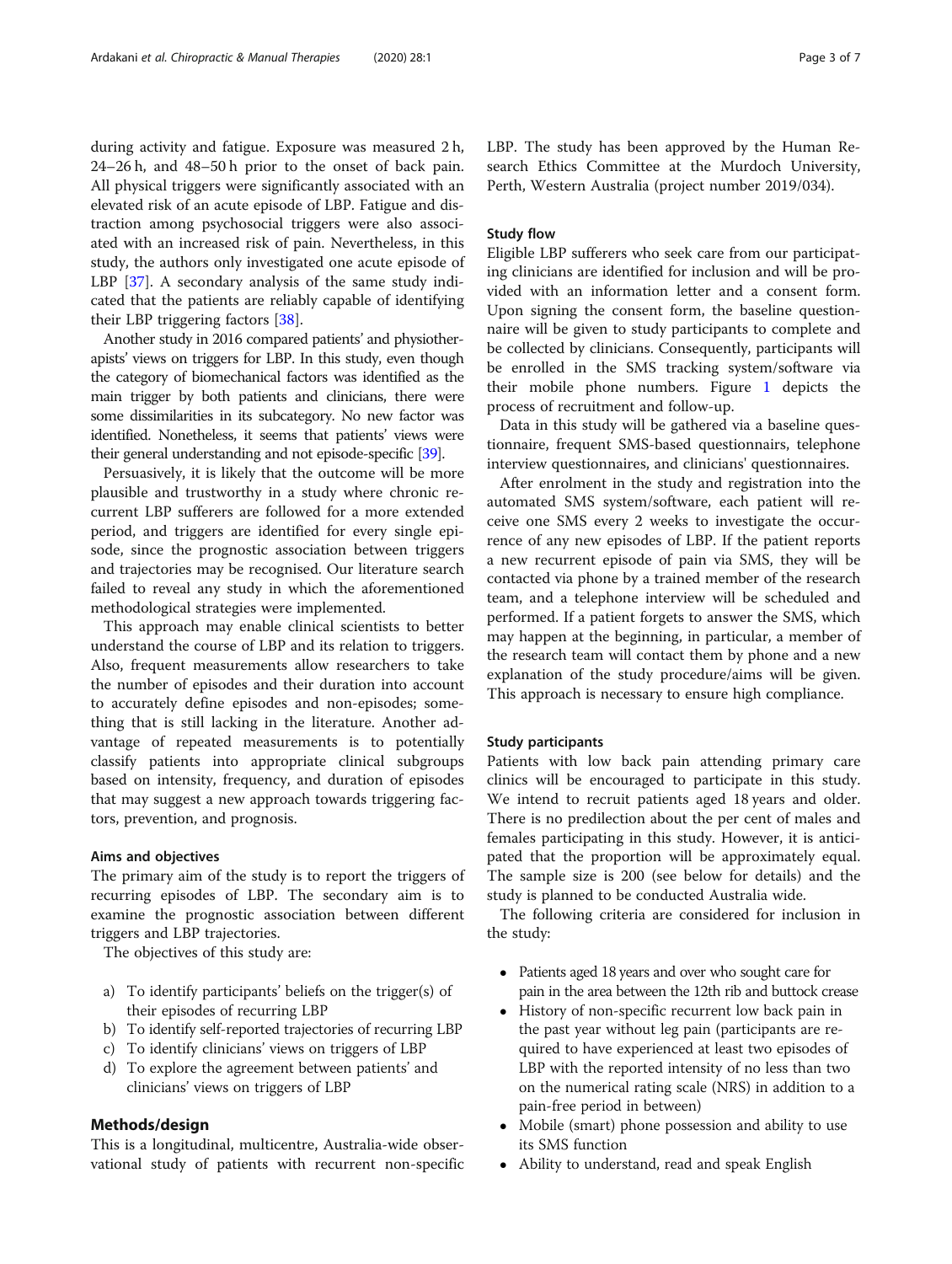during activity and fatigue. Exposure was measured 2 h, 24–26 h, and 48–50 h prior to the onset of back pain. All physical triggers were significantly associated with an elevated risk of an acute episode of LBP. Fatigue and distraction among psychosocial triggers were also associated with an increased risk of pain. Nevertheless, in this study, the authors only investigated one acute episode of LBP [37]. A secondary analysis of the same study indicated that the patients are reliably capable of identifying their LBP triggering factors [38].

Another study in 2016 compared patients' and physiotherapists' views on triggers for LBP. In this study, even though the category of biomechanical factors was identified as the main trigger by both patients and clinicians, there were some dissimilarities in its subcategory. No new factor was identified. Nonetheless, it seems that patients' views were their general understanding and not episode-specific [39].

Persuasively, it is likely that the outcome will be more plausible and trustworthy in a study where chronic recurrent LBP sufferers are followed for a more extended period, and triggers are identified for every single episode, since the prognostic association between triggers and trajectories may be recognised. Our literature search failed to reveal any study in which the aforementioned methodological strategies were implemented.

This approach may enable clinical scientists to better understand the course of LBP and its relation to triggers. Also, frequent measurements allow researchers to take the number of episodes and their duration into account to accurately define episodes and non-episodes; something that is still lacking in the literature. Another advantage of repeated measurements is to potentially classify patients into appropriate clinical subgroups based on intensity, frequency, and duration of episodes that may suggest a new approach towards triggering factors, prevention, and prognosis.

### Aims and objectives

The primary aim of the study is to report the triggers of recurring episodes of LBP. The secondary aim is to examine the prognostic association between different triggers and LBP trajectories.

The objectives of this study are:

a) To identify participants' beliefs on the trigger(s) of their episodes of recurring LBP
b) To identify self-reported trajectories of recurring LBP
c) To identify clinicians' views on triggers of LBP
d) To explore the agreement between patients' and clinicians' views on triggers of LBP

## Methods/design

This is a longitudinal, multicentre, Australia-wide observational study of patients with recurrent non-specific LBP. The study has been approved by the Human Research Ethics Committee at the Murdoch University, Perth, Western Australia (project number 2019/034).

### Study flow

Eligible LBP sufferers who seek care from our participating clinicians are identified for inclusion and will be provided with an information letter and a consent form. Upon signing the consent form, the baseline questionnaire will be given to study participants to complete and be collected by clinicians. Consequently, participants will be enrolled in the SMS tracking system/software via their mobile phone numbers. Figure 1 depicts the process of recruitment and follow-up.

Data in this study will be gathered via a baseline questionnaire, frequent SMS-based questionnairs, telephone interview questionnaires, and clinicians' questionnaires.

After enrolment in the study and registration into the automated SMS system/software, each patient will receive one SMS every 2 weeks to investigate the occurrence of any new episodes of LBP. If the patient reports a new recurrent episode of pain via SMS, they will be contacted via phone by a trained member of the research team, and a telephone interview will be scheduled and performed. If a patient forgets to answer the SMS, which may happen at the beginning, in particular, a member of the research team will contact them by phone and a new explanation of the study procedure/aims will be given. This approach is necessary to ensure high compliance.

### Study participants

Patients with low back pain attending primary care clinics will be encouraged to participate in this study. We intend to recruit patients aged 18 years and older. There is no predilection about the per cent of males and females participating in this study. However, it is anticipated that the proportion will be approximately equal. The sample size is 200 (see below for details) and the study is planned to be conducted Australia wide.

The following criteria are considered for inclusion in the study:

- Patients aged 18 years and over who sought care for pain in the area between the 12th rib and buttock crease
- History of non-specific recurrent low back pain in the past year without leg pain (participants are required to have experienced at least two episodes of LBP with the reported intensity of no less than two on the numerical rating scale (NRS) in addition to a pain-free period in between)
- Mobile (smart) phone possession and ability to use its SMS function
- Ability to understand, read and speak English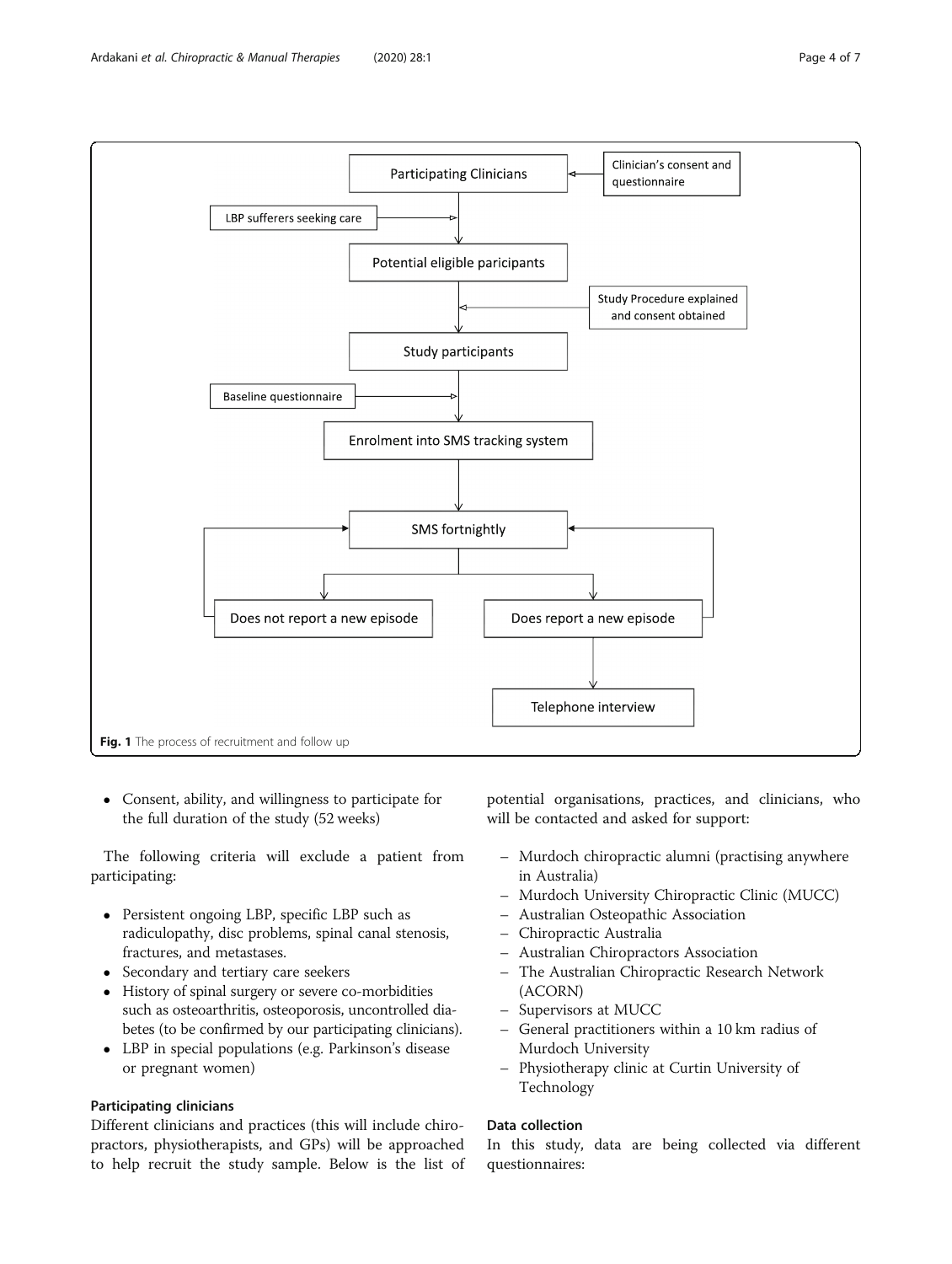Fig. 1 The process of recruitment and follow up

- Consent, ability, and willingness to participate for the full duration of the study (52 weeks)

The following criteria will exclude a patient from participating:

- Persistent ongoing LBP, specific LBP such as radiculopathy, disc problems, spinal canal stenosis, fractures, and metastases.
- Secondary and tertiary care seekers
- History of spinal surgery or severe co-morbidities such as osteoarthritis, osteoporosis, uncontrolled diabetes (to be confirmed by our participating clinicians).
- LBP in special populations (e.g. Parkinson's disease or pregnant women)

### Participating clinicians

Different clinicians and practices (this will include chiropractors, physiotherapists, and GPs) will be approached to help recruit the study sample. Below is the list of potential organisations, practices, and clinicians, who will be contacted and asked for support:

- Murdoch chiropractic alumni (practising anywhere in Australia)
- Murdoch University Chiropractic Clinic (MUCC)
- Australian Osteopathic Association
- Chiropractic Australia
- Australian Chiropractors Association
- The Australian Chiropractic Research Network (ACORN)
- Supervisors at MUCC
- General practitioners within a 10 km radius of Murdoch University
- Physiotherapy clinic at Curtin University of Technology

### Data collection

In this study, data are being collected via different questionnaires: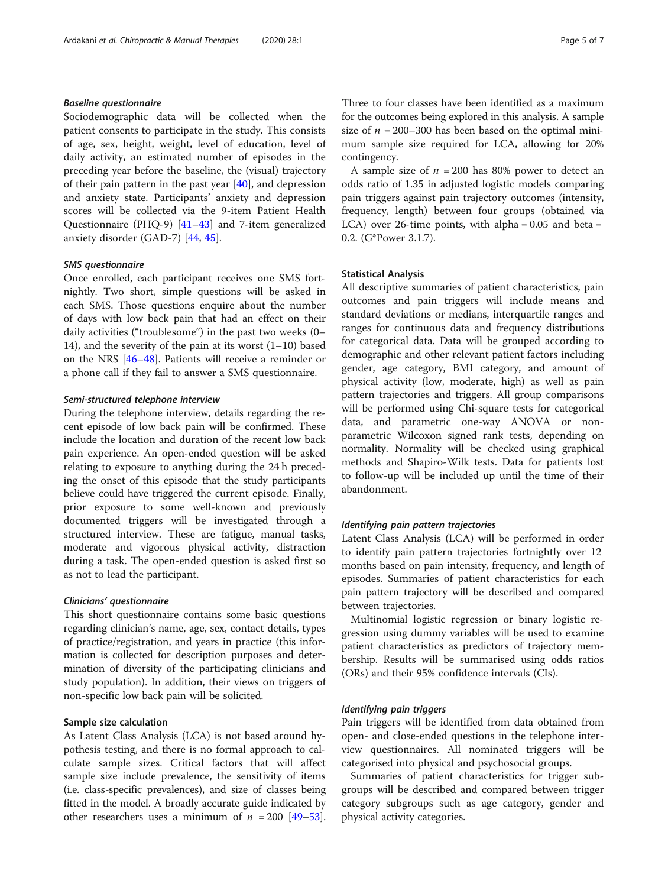#### *Baseline questionnaire*

Sociodemographic data will be collected when the patient consents to participate in the study. This consists of age, sex, height, weight, level of education, level of daily activity, an estimated number of episodes in the preceding year before the baseline, the (visual) trajectory of their pain pattern in the past year [40], and depression and anxiety state. Participants' anxiety and depression scores will be collected via the 9-item Patient Health Questionnaire (PHQ-9) [41–43] and 7-item generalized anxiety disorder (GAD-7) [44, 45].

#### *SMS questionnaire*

Once enrolled, each participant receives one SMS fortnightly. Two short, simple questions will be asked in each SMS. Those questions enquire about the number of days with low back pain that had an effect on their daily activities ("troublesome") in the past two weeks (0–14), and the severity of the pain at its worst (1–10) based on the NRS [46–48]. Patients will receive a reminder or a phone call if they fail to answer a SMS questionnaire.

#### *Semi-structured telephone interview*

During the telephone interview, details regarding the recent episode of low back pain will be confirmed. These include the location and duration of the recent low back pain experience. An open-ended question will be asked relating to exposure to anything during the 24 h preceding the onset of this episode that the study participants believe could have triggered the current episode. Finally, prior exposure to some well-known and previously documented triggers will be investigated through a structured interview. These are fatigue, manual tasks, moderate and vigorous physical activity, distraction during a task. The open-ended question is asked first so as not to lead the participant.

#### *Clinicians' questionnaire*

This short questionnaire contains some basic questions regarding clinician's name, age, sex, contact details, types of practice/registration, and years in practice (this information is collected for description purposes and determination of diversity of the participating clinicians and study population). In addition, their views on triggers of non-specific low back pain will be solicited.

### Sample size calculation

As Latent Class Analysis (LCA) is not based around hypothesis testing, and there is no formal approach to calculate sample sizes. Critical factors that will affect sample size include prevalence, the sensitivity of items (i.e. class-specific prevalences), and size of classes being fitted in the model. A broadly accurate guide indicated by other researchers uses a minimum of $n$ = 200 [49–53]. Three to four classes have been identified as a maximum for the outcomes being explored in this analysis. A sample size of $n$ = 200–300 has been based on the optimal minimum sample size required for LCA, allowing for 20% contingency.

A sample size of $n$ = 200 has 80% power to detect an odds ratio of 1.35 in adjusted logistic models comparing pain triggers against pain trajectory outcomes (intensity, frequency, length) between four groups (obtained via LCA) over 26-time points, with alpha = 0.05 and beta = 0.2. (G*Power 3.1.7).

### Statistical Analysis

All descriptive summaries of patient characteristics, pain outcomes and pain triggers will include means and standard deviations or medians, interquartile ranges and ranges for continuous data and frequency distributions for categorical data. Data will be grouped according to demographic and other relevant patient factors including gender, age category, BMI category, and amount of physical activity (low, moderate, high) as well as pain pattern trajectories and triggers. All group comparisons will be performed using Chi-square tests for categorical data, and parametric one-way ANOVA or non-parametric Wilcoxon signed rank tests, depending on normality. Normality will be checked using graphical methods and Shapiro-Wilk tests. Data for patients lost to follow-up will be included up until the time of their abandonment.

#### *Identifying pain pattern trajectories*

Latent Class Analysis (LCA) will be performed in order to identify pain pattern trajectories fortnightly over 12 months based on pain intensity, frequency, and length of episodes. Summaries of patient characteristics for each pain pattern trajectory will be described and compared between trajectories.

Multinomial logistic regression or binary logistic regression using dummy variables will be used to examine patient characteristics as predictors of trajectory membership. Results will be summarised using odds ratios (ORs) and their 95% confidence intervals (CIs).

#### *Identifying pain triggers*

Pain triggers will be identified from data obtained from open- and close-ended questions in the telephone interview questionnaires. All nominated triggers will be categorised into physical and psychosocial groups.

Summaries of patient characteristics for trigger subgroups will be described and compared between trigger category subgroups such as age category, gender and physical activity categories.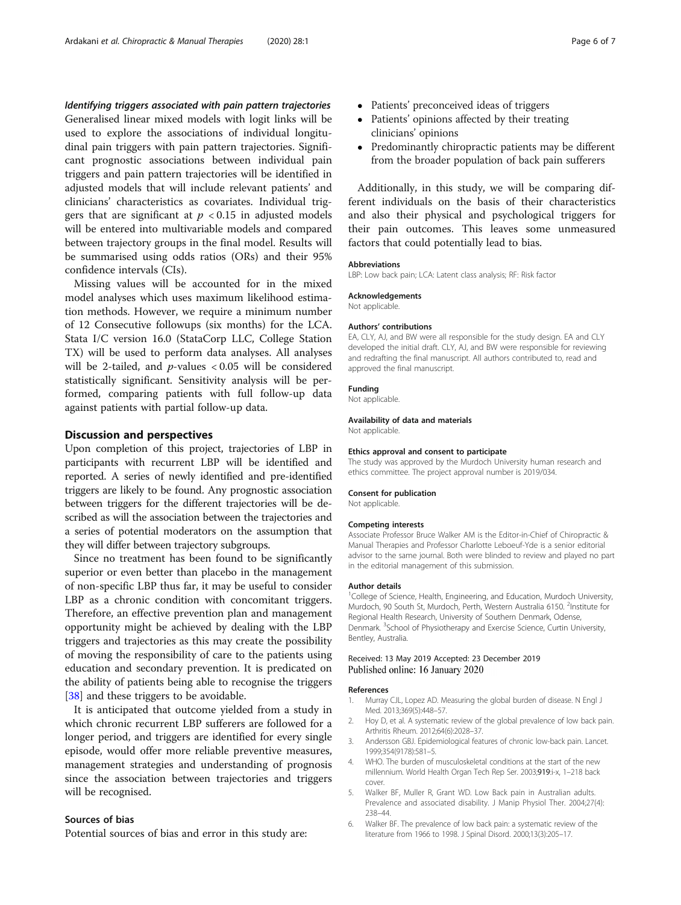### *Identifying triggers associated with pain pattern trajectories*

Generalised linear mixed models with logit links will be used to explore the associations of individual longitudinal pain triggers with pain pattern trajectories. Significant prognostic associations between individual pain triggers and pain pattern trajectories will be identified in adjusted models that will include relevant patients' and clinicians' characteristics as covariates. Individual triggers that are significant at $p < 0.15$ in adjusted models will be entered into multivariable models and compared between trajectory groups in the final model. Results will be summarised using odds ratios (ORs) and their 95% confidence intervals (CIs).

Missing values will be accounted for in the mixed model analyses which uses maximum likelihood estimation methods. However, we require a minimum number of 12 Consecutive followups (six months) for the LCA. Stata I/C version 16.0 (StataCorp LLC, College Station TX) will be used to perform data analyses. All analyses will be 2-tailed, and $p$-values $< 0.05$ will be considered statistically significant. Sensitivity analysis will be performed, comparing patients with full follow-up data against patients with partial follow-up data.

## Discussion and perspectives

Upon completion of this project, trajectories of LBP in participants with recurrent LBP will be identified and reported. A series of newly identified and pre-identified triggers are likely to be found. Any prognostic association between triggers for the different trajectories will be described as will the association between the trajectories and a series of potential moderators on the assumption that they will differ between trajectory subgroups.

Since no treatment has been found to be significantly superior or even better than placebo in the management of non-specific LBP thus far, it may be useful to consider LBP as a chronic condition with concomitant triggers. Therefore, an effective prevention plan and management opportunity might be achieved by dealing with the LBP triggers and trajectories as this may create the possibility of moving the responsibility of care to the patients using education and secondary prevention. It is predicated on the ability of patients being able to recognise the triggers [38] and these triggers to be avoidable.

It is anticipated that outcome yielded from a study in which chronic recurrent LBP sufferers are followed for a longer period, and triggers are identified for every single episode, would offer more reliable preventive measures, management strategies and understanding of prognosis since the association between trajectories and triggers will be recognised.

### Sources of bias

Potential sources of bias and error in this study are:

- Patients' preconceived ideas of triggers
- Patients' opinions affected by their treating clinicians' opinions
- Predominantly chiropractic patients may be different from the broader population of back pain sufferers

Additionally, in this study, we will be comparing different individuals on the basis of their characteristics and also their physical and psychological triggers for their pain outcomes. This leaves some unmeasured factors that could potentially lead to bias.

#### Abbreviations

LBP: Low back pain; LCA: Latent class analysis; RF: Risk factor

#### Acknowledgements

Not applicable.

#### Authors' contributions

EA, CLY, AJ, and BW were all responsible for the study design. EA and CLY developed the initial draft. CLY, AJ, and BW were responsible for reviewing and redrafting the final manuscript. All authors contributed to, read and approved the final manuscript.

#### Funding

Not applicable.

#### Availability of data and materials

Not applicable.

#### Ethics approval and consent to participate

The study was approved by the Murdoch University human research and ethics committee. The project approval number is 2019/034.

#### Consent for publication

Not applicable.

#### Competing interests

Associate Professor Bruce Walker AM is the Editor-in-Chief of Chiropractic & Manual Therapies and Professor Charlotte Leboeuf-Yde is a senior editorial advisor to the same journal. Both were blinded to review and played no part in the editorial management of this submission.

#### Author details

[1]College of Science, Health, Engineering, and Education, Murdoch University, Murdoch, 90 South St, Murdoch, Perth, Western Australia 6150. [2]Institute for Regional Health Research, University of Southern Denmark, Odense, Denmark. [3]School of Physiotherapy and Exercise Science, Curtin University, Bentley, Australia.

Received: 13 May 2019 Accepted: 23 December 2019
Published online: 16 January 2020

#### References

1. Murray CJL, Lopez AD. Measuring the global burden of disease. N Engl J Med. 2013;369(5):448–57.
2. Hoy D, et al. A systematic review of the global prevalence of low back pain. Arthritis Rheum. 2012;64(6):2028–37.
3. Andersson GBJ. Epidemiological features of chronic low-back pain. Lancet. 1999;354(9178):581–5.
4. WHO. The burden of musculoskeletal conditions at the start of the new millennium. World Health Organ Tech Rep Ser. 2003;**919**:i-x, 1–218 back cover.
5. Walker BF, Muller R, Grant WD. Low Back pain in Australian adults. Prevalence and associated disability. J Manip Physiol Ther. 2004;27(4): 238–44.
6. Walker BF. The prevalence of low back pain: a systematic review of the literature from 1966 to 1998. J Spinal Disord. 2000;13(3):205–17.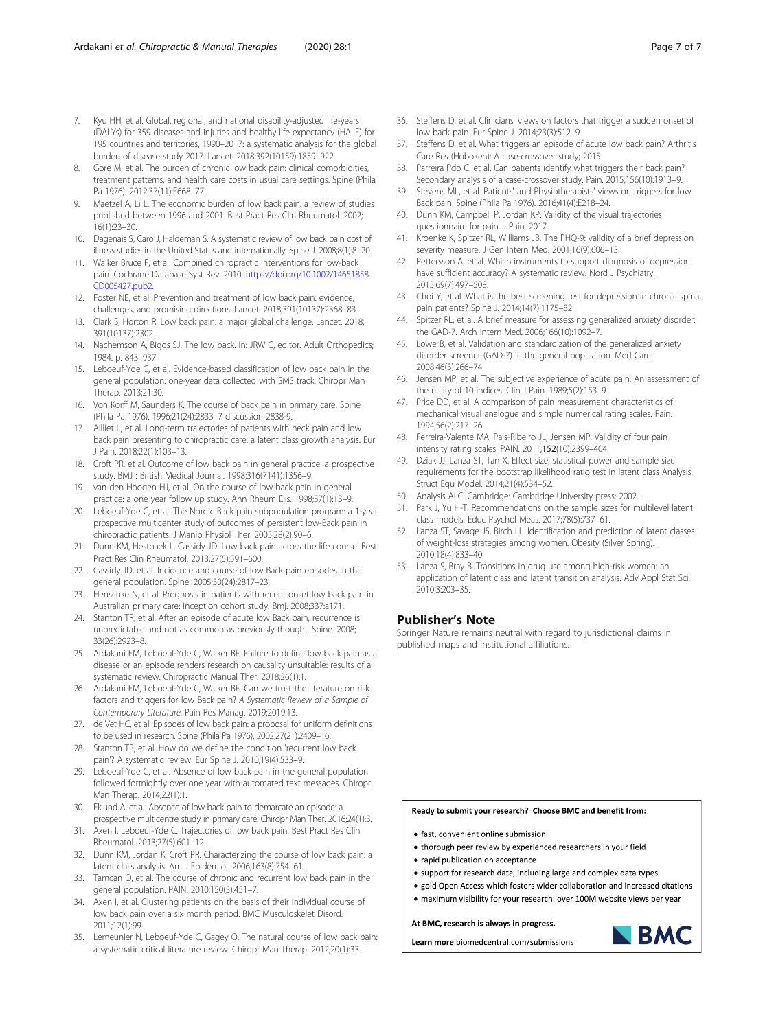7. Kyu HH, et al. Global, regional, and national disability-adjusted life-years (DALYs) for 359 diseases and injuries and healthy life expectancy (HALE) for 195 countries and territories, 1990–2017: a systematic analysis for the global burden of disease study 2017. Lancet. 2018;392(10159):1859–922.
8. Gore M, et al. The burden of chronic low back pain: clinical comorbidities, treatment patterns, and health care costs in usual care settings. Spine (Phila Pa 1976). 2012;37(11):E668–77.
9. Maetzel A, Li L. The economic burden of low back pain: a review of studies published between 1996 and 2001. Best Pract Res Clin Rheumatol. 2002; 16(1):23–30.
10. Dagenais S, Caro J, Haldeman S. A systematic review of low back pain cost of illness studies in the United States and internationally. Spine J. 2008;8(1):8–20.
11. Walker Bruce F, et al. Combined chiropractic interventions for low-back pain. Cochrane Database Syst Rev. 2010. https://doi.org/10.1002/14651858.CD005427.pub2.
12. Foster NE, et al. Prevention and treatment of low back pain: evidence, challenges, and promising directions. Lancet. 2018;391(10137):2368–83.
13. Clark S, Horton R. Low back pain: a major global challenge. Lancet. 2018; 391(10137):2302.
14. Nachemson A, Bigos SJ. The low back. In: JRW C, editor. Adult Orthopedics; 1984. p. 843–937.
15. Leboeuf-Yde C, et al. Evidence-based classification of low back pain in the general population: one-year data collected with SMS track. Chiropr Man Therap. 2013;21:30.
16. Von Korff M, Saunders K. The course of back pain in primary care. Spine (Phila Pa 1976). 1996;21(24):2833–7 discussion 2838-9.
17. Ailliet L, et al. Long-term trajectories of patients with neck pain and low back pain presenting to chiropractic care: a latent class growth analysis. Eur J Pain. 2018;22(1):103–13.
18. Croft PR, et al. Outcome of low back pain in general practice: a prospective study. BMJ : British Medical Journal. 1998;316(7141):1356–9.
19. van den Hoogen HJ, et al. On the course of low back pain in general practice: a one year follow up study. Ann Rheum Dis. 1998;57(1):13–9.
20. Leboeuf-Yde C, et al. The Nordic Back pain subpopulation program: a 1-year prospective multicenter study of outcomes of persistent low-Back pain in chiropractic patients. J Manip Physiol Ther. 2005;28(2):90–6.
21. Dunn KM, Hestbaek L, Cassidy JD. Low back pain across the life course. Best Pract Res Clin Rheumatol. 2013;27(5):591–600.
22. Cassidy JD, et al. Incidence and course of low Back pain episodes in the general population. Spine. 2005;30(24):2817–23.
23. Henschke N, et al. Prognosis in patients with recent onset low back pain in Australian primary care: inception cohort study. Bmj. 2008;337:a171.
24. Stanton TR, et al. After an episode of acute low Back pain, recurrence is unpredictable and not as common as previously thought. Spine. 2008; 33(26):2923–8.
25. Ardakani EM, Leboeuf-Yde C, Walker BF. Failure to define low back pain as a disease or an episode renders research on causality unsuitable: results of a systematic review. Chiropractic Manual Ther. 2018;26(1):1.
26. Ardakani EM, Leboeuf-Yde C, Walker BF. Can we trust the literature on risk factors and triggers for low Back pain? *A Systematic Review of a Sample of Contemporary Literature.* Pain Res Manag. 2019;2019:13.
27. de Vet HC, et al. Episodes of low back pain: a proposal for uniform definitions to be used in research. Spine (Phila Pa 1976). 2002;27(21):2409–16.
28. Stanton TR, et al. How do we define the condition 'recurrent low back pain'? A systematic review. Eur Spine J. 2010;19(4):533–9.
29. Leboeuf-Yde C, et al. Absence of low back pain in the general population followed fortnightly over one year with automated text messages. Chiropr Man Therap. 2014;22(1):1.
30. Eklund A, et al. Absence of low back pain to demarcate an episode: a prospective multicentre study in primary care. Chiropr Man Ther. 2016;24(1):3.
31. Axen I, Leboeuf-Yde C. Trajectories of low back pain. Best Pract Res Clin Rheumatol. 2013;27(5):601–12.
32. Dunn KM, Jordan K, Croft PR. Characterizing the course of low back pain: a latent class analysis. Am J Epidemiol. 2006;163(8):754–61.
33. Tamcan O, et al. The course of chronic and recurrent low back pain in the general population. PAIN. 2010;150(3):451–7.
34. Axen I, et al. Clustering patients on the basis of their individual course of low back pain over a six month period. BMC Musculoskelet Disord. 2011;12(1):99.
35. Lemeunier N, Leboeuf-Yde C, Gagey O. The natural course of low back pain: a systematic critical literature review. Chiropr Man Therap. 2012;20(1):33.
36. Steffens D, et al. Clinicians' views on factors that trigger a sudden onset of low back pain. Eur Spine J. 2014;23(3):512–9.
37. Steffens D, et al. What triggers an episode of acute low back pain? Arthritis Care Res (Hoboken): A case-crossover study; 2015.
38. Parreira Pdo C, et al. Can patients identify what triggers their back pain? Secondary analysis of a case-crossover study. Pain. 2015;156(10):1913–9.
39. Stevens ML, et al. Patients' and Physiotherapists' views on triggers for low Back pain. Spine (Phila Pa 1976). 2016;41(4):E218–24.
40. Dunn KM, Campbell P, Jordan KP. Validity of the visual trajectories questionnaire for pain. J Pain. 2017.
41. Kroenke K, Spitzer RL, Williams JB. The PHQ-9: validity of a brief depression severity measure. J Gen Intern Med. 2001;16(9):606–13.
42. Pettersson A, et al. Which instruments to support diagnosis of depression have sufficient accuracy? A systematic review. Nord J Psychiatry. 2015;69(7):497–508.
43. Choi Y, et al. What is the best screening test for depression in chronic spinal pain patients? Spine J. 2014;14(7):1175–82.
44. Spitzer RL, et al. A brief measure for assessing generalized anxiety disorder: the GAD-7. Arch Intern Med. 2006;166(10):1092–7.
45. Lowe B, et al. Validation and standardization of the generalized anxiety disorder screener (GAD-7) in the general population. Med Care. 2008;46(3):266–74.
46. Jensen MP, et al. The subjective experience of acute pain. An assessment of the utility of 10 indices. Clin J Pain. 1989;5(2):153–9.
47. Price DD, et al. A comparison of pain measurement characteristics of mechanical visual analogue and simple numerical rating scales. Pain. 1994;56(2):217–26.
48. Ferreira-Valente MA, Pais-Ribeiro JL, Jensen MP. Validity of four pain intensity rating scales. PAIN. 2011;**152**(10):2399–404.
49. Dziak JJ, Lanza ST, Tan X. Effect size, statistical power and sample size requirements for the bootstrap likelihood ratio test in latent class Analysis. Struct Equ Model. 2014;21(4):534–52.
50. Analysis ALC. Cambridge: Cambridge University press; 2002.
51. Park J, Yu H-T. Recommendations on the sample sizes for multilevel latent class models. Educ Psychol Meas. 2017;78(5):737–61.
52. Lanza ST, Savage JS, Birch LL. Identification and prediction of latent classes of weight-loss strategies among women. Obesity (Silver Spring). 2010;18(4):833–40.
53. Lanza S, Bray B. Transitions in drug use among high-risk women: an application of latent class and latent transition analysis. Adv Appl Stat Sci. 2010;3:203–35.

## Publisher's Note

Springer Nature remains neutral with regard to jurisdictional claims in published maps and institutional affiliations.

**Ready to submit your research? Choose BMC and benefit from:**

- fast, convenient online submission
- thorough peer review by experienced researchers in your field
- rapid publication on acceptance
- support for research data, including large and complex data types
- gold Open Access which fosters wider collaboration and increased citations
- maximum visibility for your research: over 100M website views per year

**At BMC, research is always in progress.**

**Learn more** biomedcentral.com/submissions

BMC